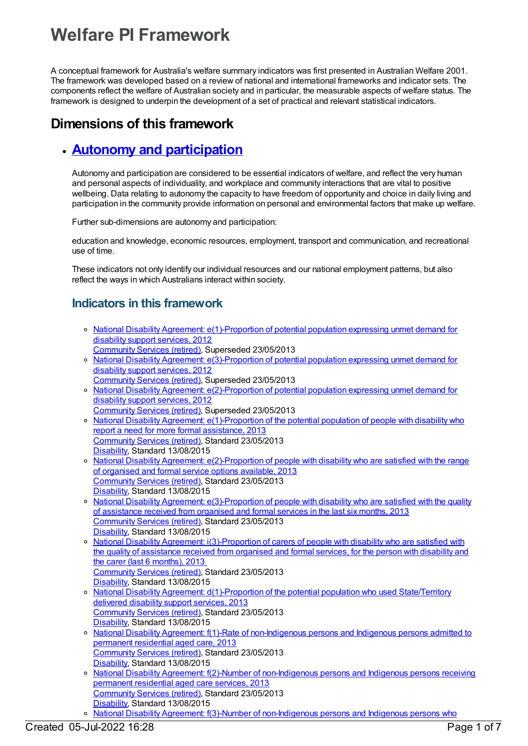# Welfare PI Framework

A conceptual framework for Australia's welfare summary indicators was first presented in Australian Welfare 2001. The framework was developed based on a review of national and international frameworks and indicator sets. The components reflect the welfare of Australian society and in particular, the measurable aspects of welfare status. The framework is designed to underpin the development of a set of practical and relevant statistical indicators.

## Dimensions of this framework

- ## Autonomy and participation

  Autonomy and participation are considered to be essential indicators of welfare, and reflect the very human and personal aspects of individuality, and workplace and community interactions that are vital to positive wellbeing. Data relating to autonomy the capacity to have freedom of opportunity and choice in daily living and participation in the community provide information on personal and environmental factors that make up welfare.

  Further sub-dimensions are autonomy and participation:

  education and knowledge, economic resources, employment, transport and communication, and recreational use of time.

  These indicators not only identify our individual resources and our national employment patterns, but also reflect the ways in which Australians interact within society.

  ### Indicators in this framework

  - National Disability Agreement: e(1)-Proportion of potential population expressing unmet demand for disability support services, 2012
    Community Services (retired), Superseded 23/05/2013
  - National Disability Agreement: e(3)-Proportion of potential population expressing unmet demand for disability support services, 2012
    Community Services (retired), Superseded 23/05/2013
  - National Disability Agreement: e(2)-Proportion of potential population expressing unmet demand for disability support services, 2012
    Community Services (retired), Superseded 23/05/2013
  - National Disability Agreement: e(1)-Proportion of the potential population of people with disability who report a need for more formal assistance, 2013
    Community Services (retired), Standard 23/05/2013
    Disability, Standard 13/08/2015
  - National Disability Agreement: e(2)-Proportion of people with disability who are satisfied with the range of organised and formal service options available, 2013
    Community Services (retired), Standard 23/05/2013
    Disability, Standard 13/08/2015
  - National Disability Agreement: e(3)-Proportion of people with disability who are satisfied with the quality of assistance received from organised and formal services in the last six months, 2013
    Community Services (retired), Standard 23/05/2013
    Disability, Standard 13/08/2015
  - National Disability Agreement: i(3)-Proportion of carers of people with disability who are satisfied with the quality of assistance received from organised and formal services, for the person with disability and the carer (last 6 months), 2013
    Community Services (retired), Standard 23/05/2013
    Disability, Standard 13/08/2015
  - National Disability Agreement: d(1)-Proportion of the potential population who used State/Territory delivered disability support services, 2013
    Community Services (retired), Standard 23/05/2013
    Disability, Standard 13/08/2015
  - National Disability Agreement: f(1)-Rate of non-Indigenous persons and Indigenous persons admitted to permanent residential aged care, 2013
    Community Services (retired), Standard 23/05/2013
    Disability, Standard 13/08/2015
  - National Disability Agreement: f(2)-Number of non-Indigenous persons and Indigenous persons receiving permanent residential aged care services, 2013
    Community Services (retired), Standard 23/05/2013
    Disability, Standard 13/08/2015
  - National Disability Agreement: f(3)-Number of non-Indigenous persons and Indigenous persons who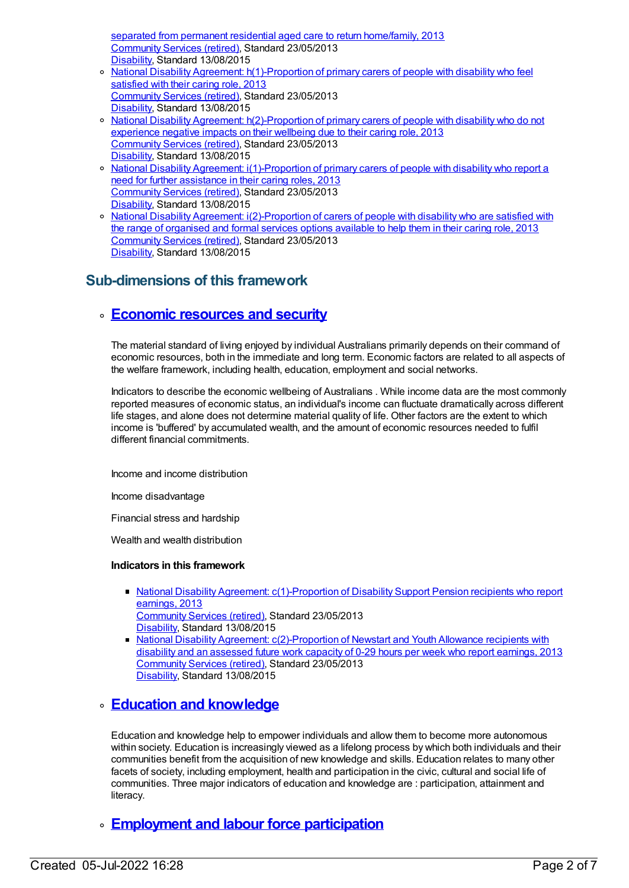separated from permanent residential aged care to return home/family, 2013
Community Services (retired), Standard 23/05/2013
Disability, Standard 13/08/2015

- National Disability Agreement: h(1)-Proportion of primary carers of people with disability who feel satisfied with their caring role, 2013
Community Services (retired), Standard 23/05/2013
Disability, Standard 13/08/2015
- National Disability Agreement: h(2)-Proportion of primary carers of people with disability who do not experience negative impacts on their wellbeing due to their caring role, 2013
Community Services (retired), Standard 23/05/2013
Disability, Standard 13/08/2015
- National Disability Agreement: i(1)-Proportion of primary carers of people with disability who report a need for further assistance in their caring roles, 2013
Community Services (retired), Standard 23/05/2013
Disability, Standard 13/08/2015
- National Disability Agreement: i(2)-Proportion of carers of people with disability who are satisfied with the range of organised and formal services options available to help them in their caring role, 2013
Community Services (retired), Standard 23/05/2013
Disability, Standard 13/08/2015

## Sub-dimensions of this framework

### Economic resources and security

The material standard of living enjoyed by individual Australians primarily depends on their command of economic resources, both in the immediate and long term. Economic factors are related to all aspects of the welfare framework, including health, education, employment and social networks.

Indicators to describe the economic wellbeing of Australians . While income data are the most commonly reported measures of economic status, an individual's income can fluctuate dramatically across different life stages, and alone does not determine material quality of life. Other factors are the extent to which income is 'buffered' by accumulated wealth, and the amount of economic resources needed to fulfil different financial commitments.

Income and income distribution

Income disadvantage

Financial stress and hardship

Wealth and wealth distribution

**Indicators in this framework**

- National Disability Agreement: c(1)-Proportion of Disability Support Pension recipients who report earnings, 2013
Community Services (retired), Standard 23/05/2013
Disability, Standard 13/08/2015
- National Disability Agreement: c(2)-Proportion of Newstart and Youth Allowance recipients with disability and an assessed future work capacity of 0-29 hours per week who report earnings, 2013
Community Services (retired), Standard 23/05/2013
Disability, Standard 13/08/2015

### Education and knowledge

Education and knowledge help to empower individuals and allow them to become more autonomous within society. Education is increasingly viewed as a lifelong process by which both individuals and their communities benefit from the acquisition of new knowledge and skills. Education relates to many other facets of society, including employment, health and participation in the civic, cultural and social life of communities. Three major indicators of education and knowledge are : participation, attainment and literacy.

### Employment and labour force participation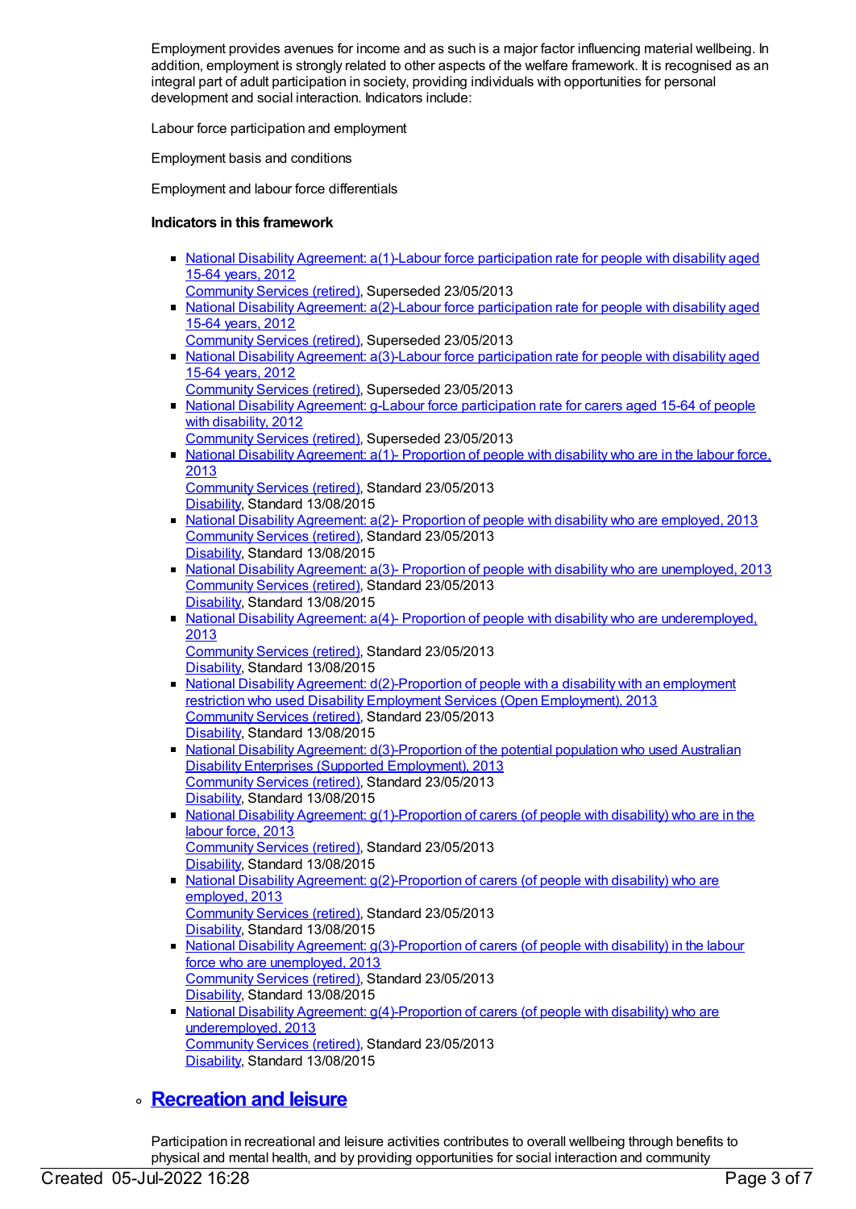Employment provides avenues for income and as such is a major factor influencing material wellbeing. In addition, employment is strongly related to other aspects of the welfare framework. It is recognised as an integral part of adult participation in society, providing individuals with opportunities for personal development and social interaction. Indicators include:

Labour force participation and employment

Employment basis and conditions

Employment and labour force differentials

**Indicators in this framework**

- National Disability Agreement: a(1)-Labour force participation rate for people with disability aged 15-64 years, 2012
  Community Services (retired), Superseded 23/05/2013
- National Disability Agreement: a(2)-Labour force participation rate for people with disability aged 15-64 years, 2012
  Community Services (retired), Superseded 23/05/2013
- National Disability Agreement: a(3)-Labour force participation rate for people with disability aged 15-64 years, 2012
  Community Services (retired), Superseded 23/05/2013
- National Disability Agreement: g-Labour force participation rate for carers aged 15-64 of people with disability, 2012
  Community Services (retired), Superseded 23/05/2013
- National Disability Agreement: a(1)- Proportion of people with disability who are in the labour force, 2013
  Community Services (retired), Standard 23/05/2013
  Disability, Standard 13/08/2015
- National Disability Agreement: a(2)- Proportion of people with disability who are employed, 2013
  Community Services (retired), Standard 23/05/2013
  Disability, Standard 13/08/2015
- National Disability Agreement: a(3)- Proportion of people with disability who are unemployed, 2013
  Community Services (retired), Standard 23/05/2013
  Disability, Standard 13/08/2015
- National Disability Agreement: a(4)- Proportion of people with disability who are underemployed, 2013
  Community Services (retired), Standard 23/05/2013
  Disability, Standard 13/08/2015
- National Disability Agreement: d(2)-Proportion of people with a disability with an employment restriction who used Disability Employment Services (Open Employment), 2013
  Community Services (retired), Standard 23/05/2013
  Disability, Standard 13/08/2015
- National Disability Agreement: d(3)-Proportion of the potential population who used Australian Disability Enterprises (Supported Employment), 2013
  Community Services (retired), Standard 23/05/2013
  Disability, Standard 13/08/2015
- National Disability Agreement: g(1)-Proportion of carers (of people with disability) who are in the labour force, 2013
  Community Services (retired), Standard 23/05/2013
  Disability, Standard 13/08/2015
- National Disability Agreement: g(2)-Proportion of carers (of people with disability) who are employed, 2013
  Community Services (retired), Standard 23/05/2013
  Disability, Standard 13/08/2015
- National Disability Agreement: g(3)-Proportion of carers (of people with disability) in the labour force who are unemployed, 2013
  Community Services (retired), Standard 23/05/2013
  Disability, Standard 13/08/2015
- National Disability Agreement: g(4)-Proportion of carers (of people with disability) who are underemployed, 2013
  Community Services (retired), Standard 23/05/2013
  Disability, Standard 13/08/2015

## Recreation and leisure

Participation in recreational and leisure activities contributes to overall wellbeing through benefits to physical and mental health, and by providing opportunities for social interaction and community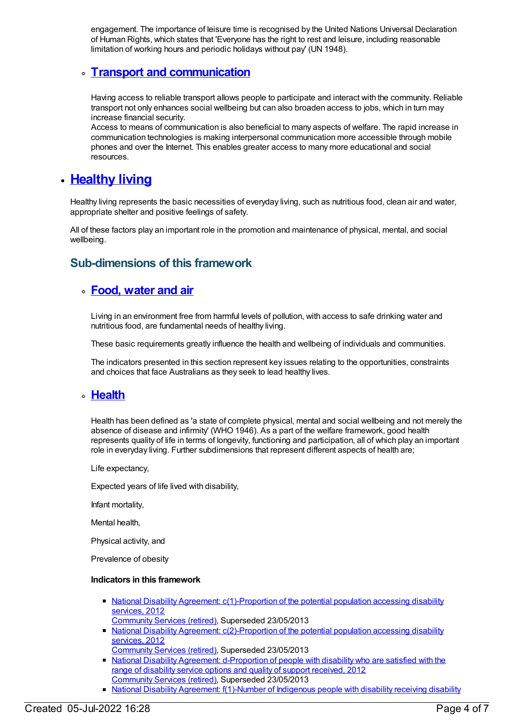engagement. The importance of leisure time is recognised by the United Nations Universal Declaration of Human Rights, which states that 'Everyone has the right to rest and leisure, including reasonable limitation of working hours and periodic holidays without pay' (UN 1948).

- ### Transport and communication

  Having access to reliable transport allows people to participate and interact with the community. Reliable transport not only enhances social wellbeing but can also broaden access to jobs, which in turn may increase financial security.
  Access to means of communication is also beneficial to many aspects of welfare. The rapid increase in communication technologies is making interpersonal communication more accessible through mobile phones and over the Internet. This enables greater access to many more educational and social resources.

- ## Healthy living

  Healthy living represents the basic necessities of everyday living, such as nutritious food, clean air and water, appropriate shelter and positive feelings of safety.

  All of these factors play an important role in the promotion and maintenance of physical, mental, and social wellbeing.

  ### Sub-dimensions of this framework

  - ### Food, water and air

    Living in an environment free from harmful levels of pollution, with access to safe drinking water and nutritious food, are fundamental needs of healthy living.

    These basic requirements greatly influence the health and wellbeing of individuals and communities.

    The indicators presented in this section represent key issues relating to the opportunities, constraints and choices that face Australians as they seek to lead healthy lives.

  - ### Health

    Health has been defined as 'a state of complete physical, mental and social wellbeing and not merely the absence of disease and infirmity' (WHO 1946). As a part of the welfare framework, good health represents quality of life in terms of longevity, functioning and participation, all of which play an important role in everyday living. Further subdimensions that represent different aspects of health are;

    Life expectancy,

    Expected years of life lived with disability,

    Infant mortality,

    Mental health,

    Physical activity, and

    Prevalence of obesity

    **Indicators in this framework**

    - National Disability Agreement: c(1)-Proportion of the potential population accessing disability services, 2012
      Community Services (retired), Superseded 23/05/2013
    - National Disability Agreement: c(2)-Proportion of the potential population accessing disability services, 2012
      Community Services (retired), Superseded 23/05/2013
    - National Disability Agreement: d-Proportion of people with disability who are satisfied with the range of disability service options and quality of support received, 2012
      Community Services (retired), Superseded 23/05/2013
    - National Disability Agreement: f(1)-Number of Indigenous people with disability receiving disability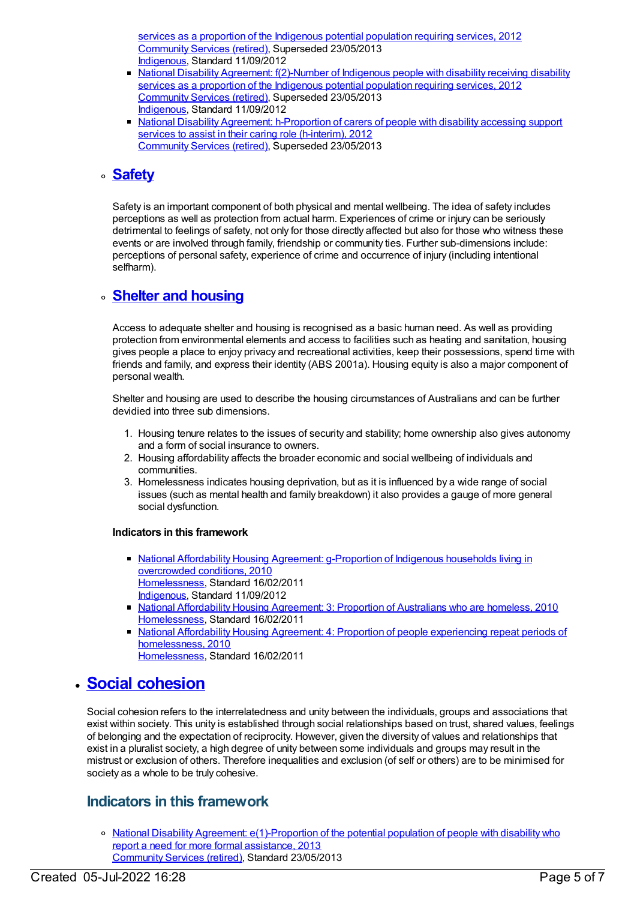services as a proportion of the Indigenous potential population requiring services, 2012
  Community Services (retired), Superseded 23/05/2013
  Indigenous, Standard 11/09/2012
- National Disability Agreement: f(2)-Number of Indigenous people with disability receiving disability services as a proportion of the Indigenous potential population requiring services, 2012
  Community Services (retired), Superseded 23/05/2013
  Indigenous, Standard 11/09/2012
- National Disability Agreement: h-Proportion of carers of people with disability accessing support services to assist in their caring role (h-interim), 2012
  Community Services (retired), Superseded 23/05/2013

### Safety

Safety is an important component of both physical and mental wellbeing. The idea of safety includes perceptions as well as protection from actual harm. Experiences of crime or injury can be seriously detrimental to feelings of safety, not only for those directly affected but also for those who witness these events or are involved through family, friendship or community ties. Further sub-dimensions include: perceptions of personal safety, experience of crime and occurrence of injury (including intentional selfharm).

### Shelter and housing

Access to adequate shelter and housing is recognised as a basic human need. As well as providing protection from environmental elements and access to facilities such as heating and sanitation, housing gives people a place to enjoy privacy and recreational activities, keep their possessions, spend time with friends and family, and express their identity (ABS 2001a). Housing equity is also a major component of personal wealth.

Shelter and housing are used to describe the housing circumstances of Australians and can be further devidied into three sub dimensions.

1. Housing tenure relates to the issues of security and stability; home ownership also gives autonomy and a form of social insurance to owners.
2. Housing affordability affects the broader economic and social wellbeing of individuals and communities.
3. Homelessness indicates housing deprivation, but as it is influenced by a wide range of social issues (such as mental health and family breakdown) it also provides a gauge of more general social dysfunction.

**Indicators in this framework**

- National Affordability Housing Agreement: g-Proportion of Indigenous households living in overcrowded conditions, 2010
  Homelessness, Standard 16/02/2011
  Indigenous, Standard 11/09/2012
- National Affordability Housing Agreement: 3: Proportion of Australians who are homeless, 2010
  Homelessness, Standard 16/02/2011
- National Affordability Housing Agreement: 4: Proportion of people experiencing repeat periods of homelessness, 2010
  Homelessness, Standard 16/02/2011

## Social cohesion

Social cohesion refers to the interrelatedness and unity between the individuals, groups and associations that exist within society. This unity is established through social relationships based on trust, shared values, feelings of belonging and the expectation of reciprocity. However, given the diversity of values and relationships that exist in a pluralist society, a high degree of unity between some individuals and groups may result in the mistrust or exclusion of others. Therefore inequalities and exclusion (of self or others) are to be minimised for society as a whole to be truly cohesive.

### Indicators in this framework

- National Disability Agreement: e(1)-Proportion of the potential population of people with disability who report a need for more formal assistance, 2013
  Community Services (retired), Standard 23/05/2013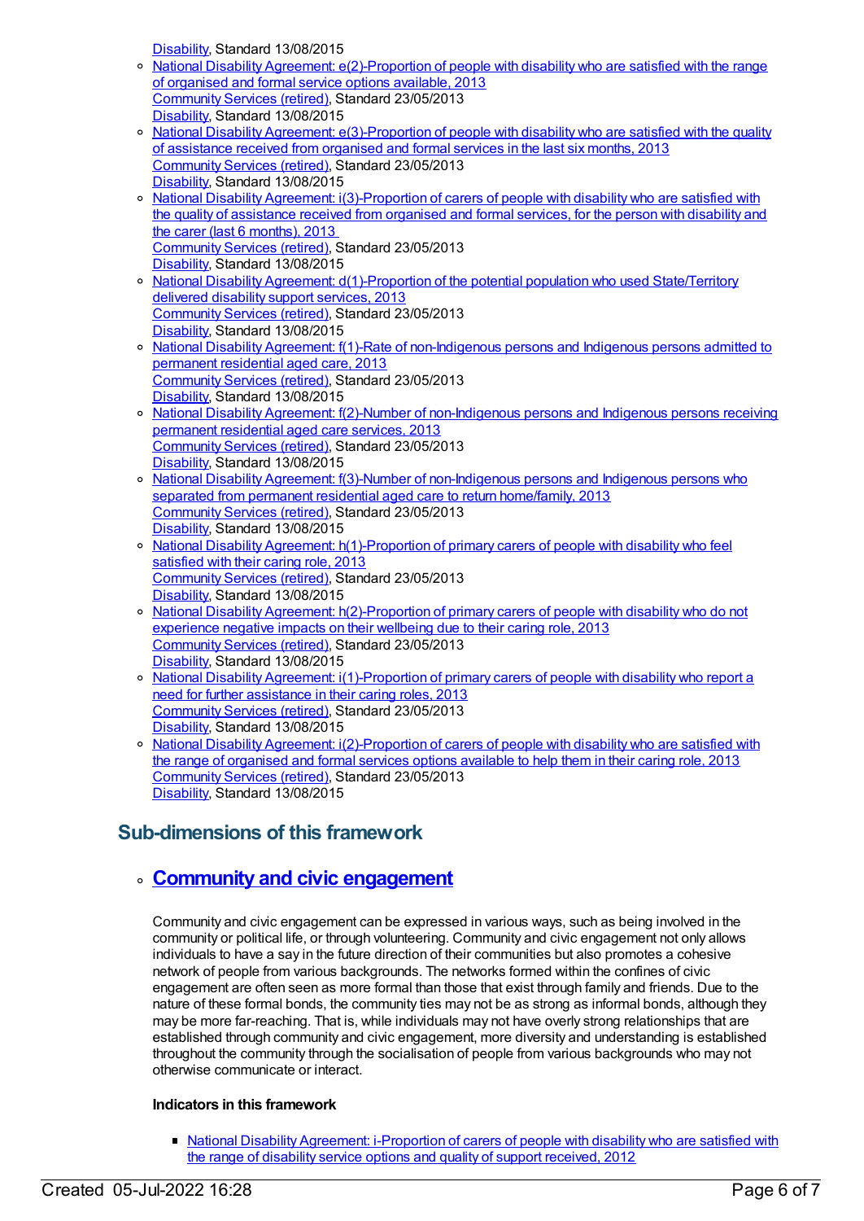Disability, Standard 13/08/2015

- National Disability Agreement: e(2)-Proportion of people with disability who are satisfied with the range of organised and formal service options available, 2013
  Community Services (retired), Standard 23/05/2013
  Disability, Standard 13/08/2015
- National Disability Agreement: e(3)-Proportion of people with disability who are satisfied with the quality of assistance received from organised and formal services in the last six months, 2013
  Community Services (retired), Standard 23/05/2013
  Disability, Standard 13/08/2015
- National Disability Agreement: i(3)-Proportion of carers of people with disability who are satisfied with the quality of assistance received from organised and formal services, for the person with disability and the carer (last 6 months), 2013
  Community Services (retired), Standard 23/05/2013
  Disability, Standard 13/08/2015
- National Disability Agreement: d(1)-Proportion of the potential population who used State/Territory delivered disability support services, 2013
  Community Services (retired), Standard 23/05/2013
  Disability, Standard 13/08/2015
- National Disability Agreement: f(1)-Rate of non-Indigenous persons and Indigenous persons admitted to permanent residential aged care, 2013
  Community Services (retired), Standard 23/05/2013
  Disability, Standard 13/08/2015
- National Disability Agreement: f(2)-Number of non-Indigenous persons and Indigenous persons receiving permanent residential aged care services, 2013
  Community Services (retired), Standard 23/05/2013
  Disability, Standard 13/08/2015
- National Disability Agreement: f(3)-Number of non-Indigenous persons and Indigenous persons who separated from permanent residential aged care to return home/family, 2013
  Community Services (retired), Standard 23/05/2013
  Disability, Standard 13/08/2015
- National Disability Agreement: h(1)-Proportion of primary carers of people with disability who feel satisfied with their caring role, 2013
  Community Services (retired), Standard 23/05/2013
  Disability, Standard 13/08/2015
- National Disability Agreement: h(2)-Proportion of primary carers of people with disability who do not experience negative impacts on their wellbeing due to their caring role, 2013
  Community Services (retired), Standard 23/05/2013
  Disability, Standard 13/08/2015
- National Disability Agreement: i(1)-Proportion of primary carers of people with disability who report a need for further assistance in their caring roles, 2013
  Community Services (retired), Standard 23/05/2013
  Disability, Standard 13/08/2015
- National Disability Agreement: i(2)-Proportion of carers of people with disability who are satisfied with the range of organised and formal services options available to help them in their caring role, 2013
  Community Services (retired), Standard 23/05/2013
  Disability, Standard 13/08/2015

## Sub-dimensions of this framework

- ### **Community and civic engagement**

  Community and civic engagement can be expressed in various ways, such as being involved in the community or political life, or through volunteering. Community and civic engagement not only allows individuals to have a say in the future direction of their communities but also promotes a cohesive network of people from various backgrounds. The networks formed within the confines of civic engagement are often seen as more formal than those that exist through family and friends. Due to the nature of these formal bonds, the community ties may not be as strong as informal bonds, although they may be more far-reaching. That is, while individuals may not have overly strong relationships that are established through community and civic engagement, more diversity and understanding is established throughout the community through the socialisation of people from various backgrounds who may not otherwise communicate or interact.

  **Indicators in this framework**

  - National Disability Agreement: i-Proportion of carers of people with disability who are satisfied with the range of disability service options and quality of support received, 2012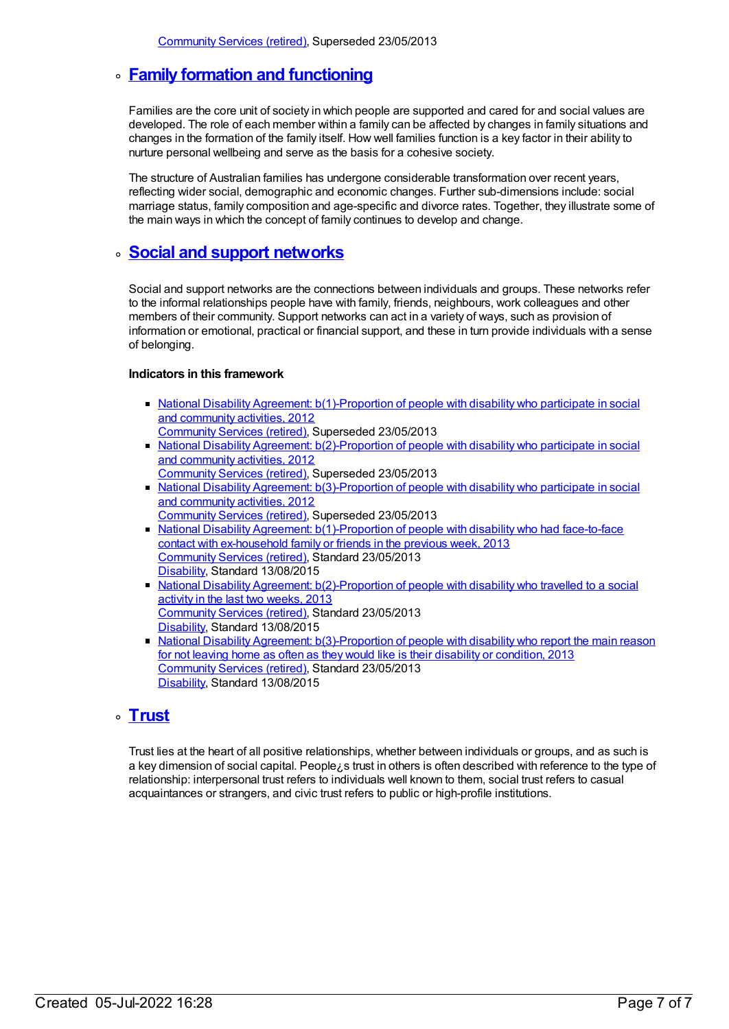Community Services (retired), Superseded 23/05/2013

- ### Family formation and functioning

Families are the core unit of society in which people are supported and cared for and social values are developed. The role of each member within a family can be affected by changes in family situations and changes in the formation of the family itself. How well families function is a key factor in their ability to nurture personal wellbeing and serve as the basis for a cohesive society.

The structure of Australian families has undergone considerable transformation over recent years, reflecting wider social, demographic and economic changes. Further sub-dimensions include: social marriage status, family composition and age-specific and divorce rates. Together, they illustrate some of the main ways in which the concept of family continues to develop and change.

- ### Social and support networks

Social and support networks are the connections between individuals and groups. These networks refer to the informal relationships people have with family, friends, neighbours, work colleagues and other members of their community. Support networks can act in a variety of ways, such as provision of information or emotional, practical or financial support, and these in turn provide individuals with a sense of belonging.

**Indicators in this framework**

- National Disability Agreement: b(1)-Proportion of people with disability who participate in social and community activities, 2012
  Community Services (retired), Superseded 23/05/2013
- National Disability Agreement: b(2)-Proportion of people with disability who participate in social and community activities, 2012
  Community Services (retired), Superseded 23/05/2013
- National Disability Agreement: b(3)-Proportion of people with disability who participate in social and community activities, 2012
  Community Services (retired), Superseded 23/05/2013
- National Disability Agreement: b(1)-Proportion of people with disability who had face-to-face contact with ex-household family or friends in the previous week, 2013
  Community Services (retired), Standard 23/05/2013
  Disability, Standard 13/08/2015
- National Disability Agreement: b(2)-Proportion of people with disability who travelled to a social activity in the last two weeks, 2013
  Community Services (retired), Standard 23/05/2013
  Disability, Standard 13/08/2015
- National Disability Agreement: b(3)-Proportion of people with disability who report the main reason for not leaving home as often as they would like is their disability or condition, 2013
  Community Services (retired), Standard 23/05/2013
  Disability, Standard 13/08/2015

- ### Trust

Trust lies at the heart of all positive relationships, whether between individuals or groups, and as such is a key dimension of social capital. People¿s trust in others is often described with reference to the type of relationship: interpersonal trust refers to individuals well known to them, social trust refers to casual acquaintances or strangers, and civic trust refers to public or high-profile institutions.